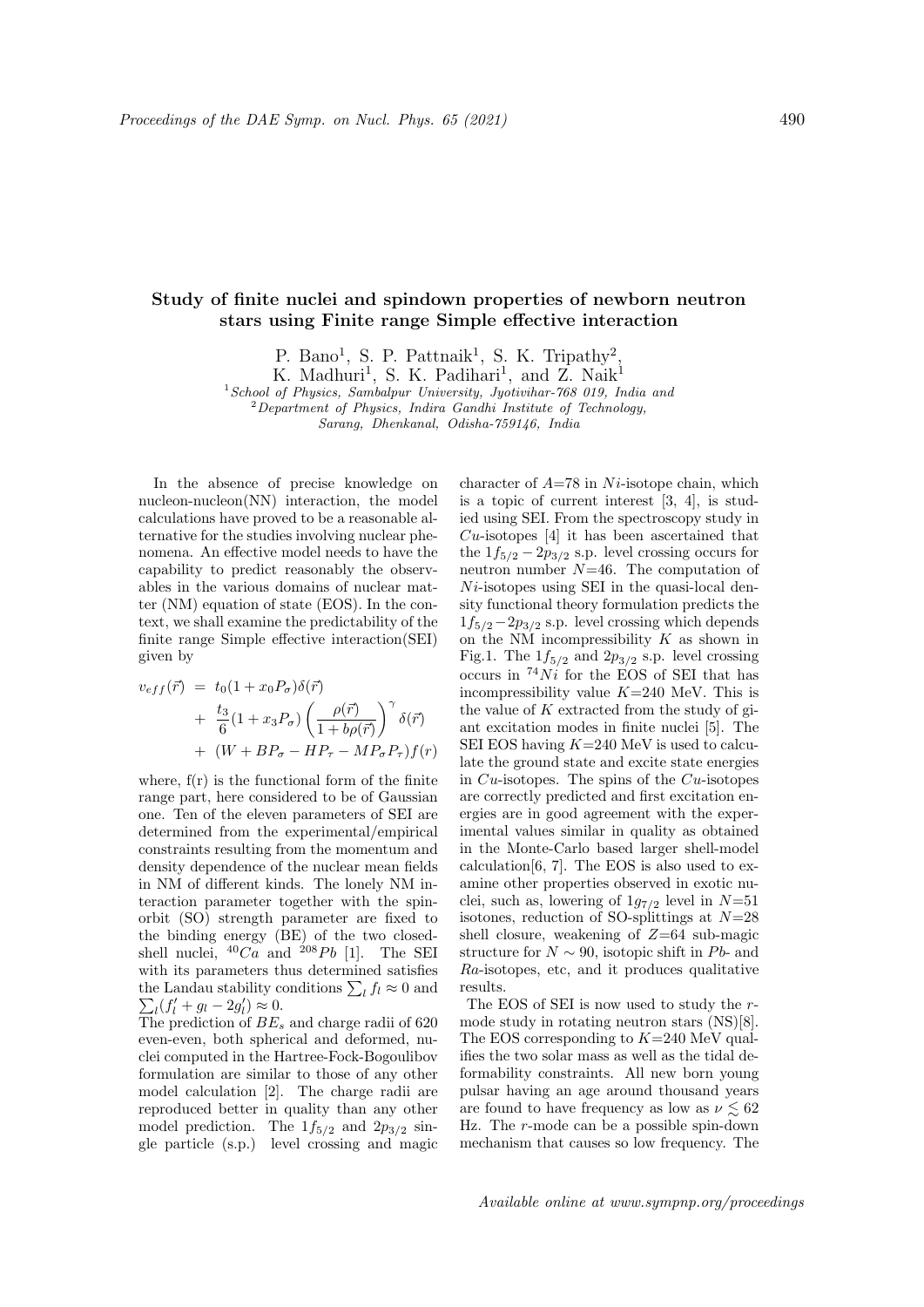# Study of finite nuclei and spindown properties of newborn neutron stars using Finite range Simple effective interaction

P. Bano[1], S. P. Pattnaik[1], S. K. Tripathy[2], K. Madhuri[1], S. K. Padihari[1], and Z. Naik[1]

[1] *School of Physics, Sambalpur University, Jyotivihar-768 019, India and*
[2] *Department of Physics, Indira Gandhi Institute of Technology, Sarang, Dhenkanal, Odisha-759146, India*

In the absence of precise knowledge on nucleon-nucleon(NN) interaction, the model calculations have proved to be a reasonable alternative for the studies involving nuclear phenomena. An effective model needs to have the capability to predict reasonably the observables in the various domains of nuclear matter (NM) equation of state (EOS). In the context, we shall examine the predictability of the finite range Simple effective interaction(SEI) given by

$$
\begin{aligned}
v_{eff}(\vec{r}) &= t_0(1 + x_0 P_\sigma)\delta(\vec{r}) \\
&+ \frac{t_3}{6}(1 + x_3 P_\sigma)\left(\frac{\rho(\vec{r})}{1 + b\rho(\vec{r})}\right)^{\gamma}\delta(\vec{r}) \\
&+ (W + BP_\sigma - HP_\tau - MP_\sigma P_\tau)f(r)
\end{aligned}
$$

where, f(r) is the functional form of the finite range part, here considered to be of Gaussian one. Ten of the eleven parameters of SEI are determined from the experimental/empirical constraints resulting from the momentum and density dependence of the nuclear mean fields in NM of different kinds. The lonely NM interaction parameter together with the spin-orbit (SO) strength parameter are fixed to the binding energy (BE) of the two closed-shell nuclei, $^{40}Ca$ and $^{208}Pb$ [1]. The SEI with its parameters thus determined satisfies the Landau stability conditions $\sum_l f_l \approx 0$ and $\sum_l (f_l' + g_l - 2g_l') \approx 0$.
The prediction of $BE_s$ and charge radii of 620 even-even, both spherical and deformed, nuclei computed in the Hartree-Fock-Bogoulibov formulation are similar to those of any other model calculation [2]. The charge radii are reproduced better in quality than any other model prediction. The $1f_{5/2}$ and $2p_{3/2}$ single particle (s.p.) level crossing and magic character of $A$=78 in $Ni$-isotope chain, which is a topic of current interest [3, 4], is studied using SEI. From the spectroscopy study in $Cu$-isotopes [4] it has been ascertained that the $1f_{5/2} - 2p_{3/2}$ s.p. level crossing occurs for neutron number $N$=46. The computation of $Ni$-isotopes using SEI in the quasi-local density functional theory formulation predicts the $1f_{5/2} - 2p_{3/2}$ s.p. level crossing which depends on the NM incompressibility $K$ as shown in Fig.1. The $1f_{5/2}$ and $2p_{3/2}$ s.p. level crossing occurs in $^{74}Ni$ for the EOS of SEI that has incompressibility value $K$=240 MeV. This is the value of $K$ extracted from the study of giant excitation modes in finite nuclei [5]. The SEI EOS having $K$=240 MeV is used to calculate the ground state and excite state energies in $Cu$-isotopes. The spins of the $Cu$-isotopes are correctly predicted and first excitation energies are in good agreement with the experimental values similar in quality as obtained in the Monte-Carlo based larger shell-model calculation[6, 7]. The EOS is also used to examine other properties observed in exotic nuclei, such as, lowering of $1g_{7/2}$ level in $N$=51 isotones, reduction of SO-splittings at $N$=28 shell closure, weakening of $Z$=64 sub-magic structure for $N \sim 90$, isotopic shift in $Pb$- and $Ra$-isotopes, etc, and it produces qualitative results.

The EOS of SEI is now used to study the $r$-mode study in rotating neutron stars (NS)[8]. The EOS corresponding to $K$=240 MeV qualifies the two solar mass as well as the tidal deformability constraints. All new born young pulsar having an age around thousand years are found to have frequency as low as $\nu \lesssim 62$ Hz. The $r$-mode can be a possible spin-down mechanism that causes so low frequency. The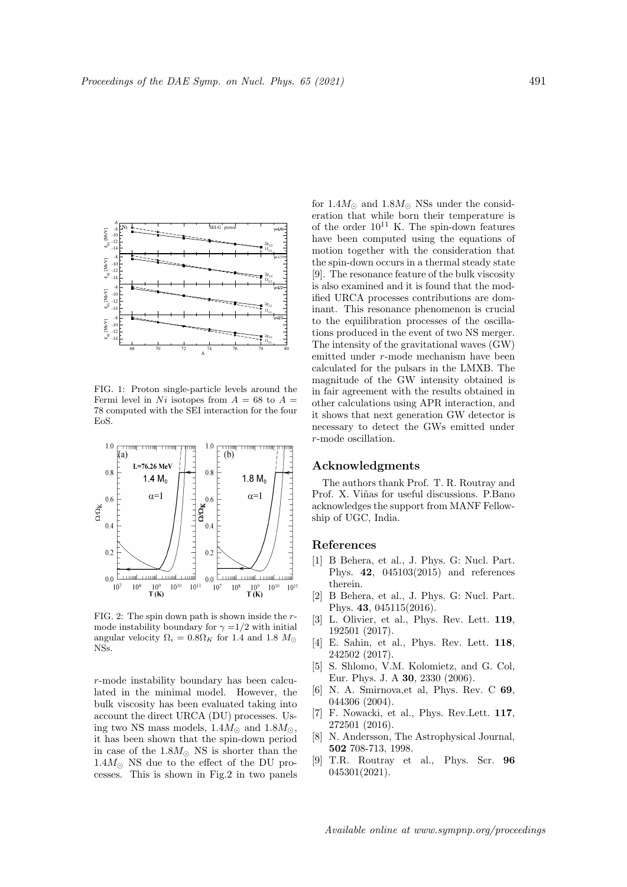Ni

SEI-G proton

$\gamma$=1/6

$\gamma$=1/3

$\gamma$=1/2

$\gamma$=2/3

$\varepsilon_{nl}$ [MeV]

$2p_{3/2}$

$1f_{5/2}$

68 70 72 74 76 78 80

A

FIG. 1: Proton single-particle levels around the Fermi level in $Ni$ isotopes from $A = 68$ to $A = 78$ computed with the SEI interaction for the four EoS.

(a)

L=76.26 MeV

1.4 $M_0$

$\alpha$=1

(b)

1.8 $M_0$

$\alpha$=1

$\Omega/\Omega_K$

T (K)

FIG. 2: The spin down path is shown inside the $r$-mode instability boundary for $\gamma$ =1/2 with initial angular velocity $\Omega_i = 0.8\Omega_K$ for 1.4 and 1.8 $M_\odot$ NSs.

$r$-mode instability boundary has been calculated in the minimal model. However, the bulk viscosity has been evaluated taking into account the direct URCA (DU) processes. Using two NS mass models, $1.4M_\odot$ and $1.8M_\odot$, it has been shown that the spin-down period in case of the $1.8M_\odot$ NS is shorter than the $1.4M_\odot$ NS due to the effect of the DU processes. This is shown in Fig.2 in two panels for $1.4M_\odot$ and $1.8M_\odot$ NSs under the consideration that while born their temperature is of the order $10^{11}$ K. The spin-down features have been computed using the equations of motion together with the consideration that the spin-down occurs in a thermal steady state [9]. The resonance feature of the bulk viscosity is also examined and it is found that the modified URCA processes contributions are dominant. This resonance phenomenon is crucial to the equilibration processes of the oscillations produced in the event of two NS merger. The intensity of the gravitational waves (GW) emitted under $r$-mode mechanism have been calculated for the pulsars in the LMXB. The magnitude of the GW intensity obtained is in fair agreement with the results obtained in other calculations using APR interaction, and it shows that next generation GW detector is necessary to detect the GWs emitted under $r$-mode oscillation.

## Acknowledgments

The authors thank Prof. T. R. Routray and Prof. X. Viñas for useful discussions. P.Bano acknowledges the support from MANF Fellowship of UGC, India.

## References

[1] B Behera, et al., J. Phys. G: Nucl. Part. Phys. **42**, 045103(2015) and references therein.

[2] B Behera, et al., J. Phys. G: Nucl. Part. Phys. **43**, 045115(2016).

[3] L. Olivier, et al., Phys. Rev. Lett. **119**, 192501 (2017).

[4] E. Sahin, et al., Phys. Rev. Lett. **118**, 242502 (2017).

[5] S. Shlomo, V.M. Kolomietz, and G. Col, Eur. Phys. J. A **30**, 2330 (2006).

[6] N. A. Smirnova,et al, Phys. Rev. C **69**, 044306 (2004).

[7] F. Nowacki, et al., Phys. Rev.Lett. **117**, 272501 (2016).

[8] N. Andersson, The Astrophysical Journal, **502** 708-713, 1998.

[9] T.R. Routray et al., Phys. Scr. **96** 045301(2021).